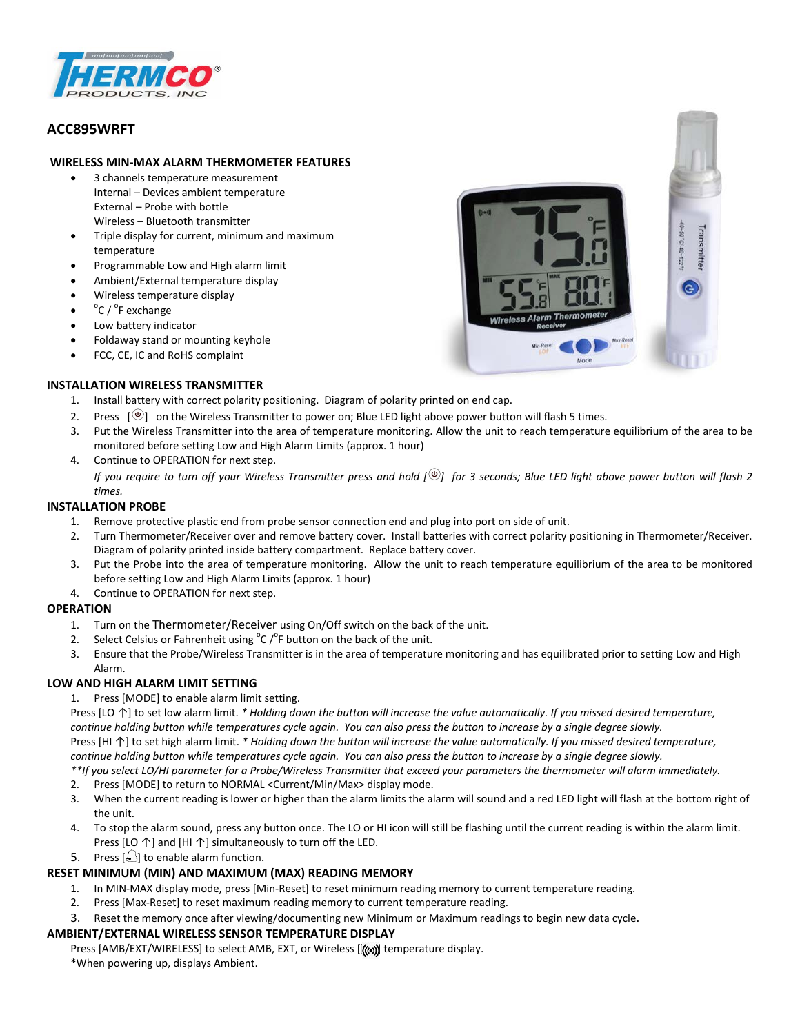# ACC895WRFT

## WIRELESS MIN-MAX ALARM THERMOMETER FEATURES

- 3 channels temperature measurement
  Internal – Devices ambient temperature
  External – Probe with bottle
  Wireless – Bluetooth transmitter
- Triple display for current, minimum and maximum temperature
- Programmable Low and High alarm limit
- Ambient/External temperature display
- Wireless temperature display
- °C / °F exchange
- Low battery indicator
- Foldaway stand or mounting keyhole
- FCC, CE, IC and RoHS complaint

## INSTALLATION WIRELESS TRANSMITTER

1. Install battery with correct polarity positioning. Diagram of polarity printed on end cap.
2. Press [⏻] on the Wireless Transmitter to power on; Blue LED light above power button will flash 5 times.
3. Put the Wireless Transmitter into the area of temperature monitoring. Allow the unit to reach temperature equilibrium of the area to be monitored before setting Low and High Alarm Limits (approx. 1 hour)
4. Continue to OPERATION for next step.

   *If you require to turn off your Wireless Transmitter press and hold [⏻] for 3 seconds; Blue LED light above power button will flash 2 times.*

## INSTALLATION PROBE

1. Remove protective plastic end from probe sensor connection end and plug into port on side of unit.
2. Turn Thermometer/Receiver over and remove battery cover. Install batteries with correct polarity positioning in Thermometer/Receiver. Diagram of polarity printed inside battery compartment. Replace battery cover.
3. Put the Probe into the area of temperature monitoring. Allow the unit to reach temperature equilibrium of the area to be monitored before setting Low and High Alarm Limits (approx. 1 hour)
4. Continue to OPERATION for next step.

## OPERATION

1. Turn on the Thermometer/Receiver using On/Off switch on the back of the unit.
2. Select Celsius or Fahrenheit using °C /°F button on the back of the unit.
3. Ensure that the Probe/Wireless Transmitter is in the area of temperature monitoring and has equilibrated prior to setting Low and High Alarm.

## LOW AND HIGH ALARM LIMIT SETTING

1. Press [MODE] to enable alarm limit setting.

   Press [LO ↑] to set low alarm limit. *\* Holding down the button will increase the value automatically. If you missed desired temperature, continue holding button while temperatures cycle again. You can also press the button to increase by a single degree slowly.*

   Press [HI ↑] to set high alarm limit. *\* Holding down the button will increase the value automatically. If you missed desired temperature, continue holding button while temperatures cycle again. You can also press the button to increase by a single degree slowly.*

   *\*\*If you select LO/HI parameter for a Probe/Wireless Transmitter that exceed your parameters the thermometer will alarm immediately.*
2. Press [MODE] to return to NORMAL <Current/Min/Max> display mode.
3. When the current reading is lower or higher than the alarm limits the alarm will sound and a red LED light will flash at the bottom right of the unit.
4. To stop the alarm sound, press any button once. The LO or HI icon will still be flashing until the current reading is within the alarm limit. Press [LO ↑] and [HI ↑] simultaneously to turn off the LED.
5. Press [🔔] to enable alarm function.

## RESET MINIMUM (MIN) AND MAXIMUM (MAX) READING MEMORY

1. In MIN-MAX display mode, press [Min-Reset] to reset minimum reading memory to current temperature reading.
2. Press [Max-Reset] to reset maximum reading memory to current temperature reading.
3. Reset the memory once after viewing/documenting new Minimum or Maximum readings to begin new data cycle.

## AMBIENT/EXTERNAL WIRELESS SENSOR TEMPERATURE DISPLAY

Press [AMB/EXT/WIRELESS] to select AMB, EXT, or Wireless [((•))] temperature display.

\*When powering up, displays Ambient.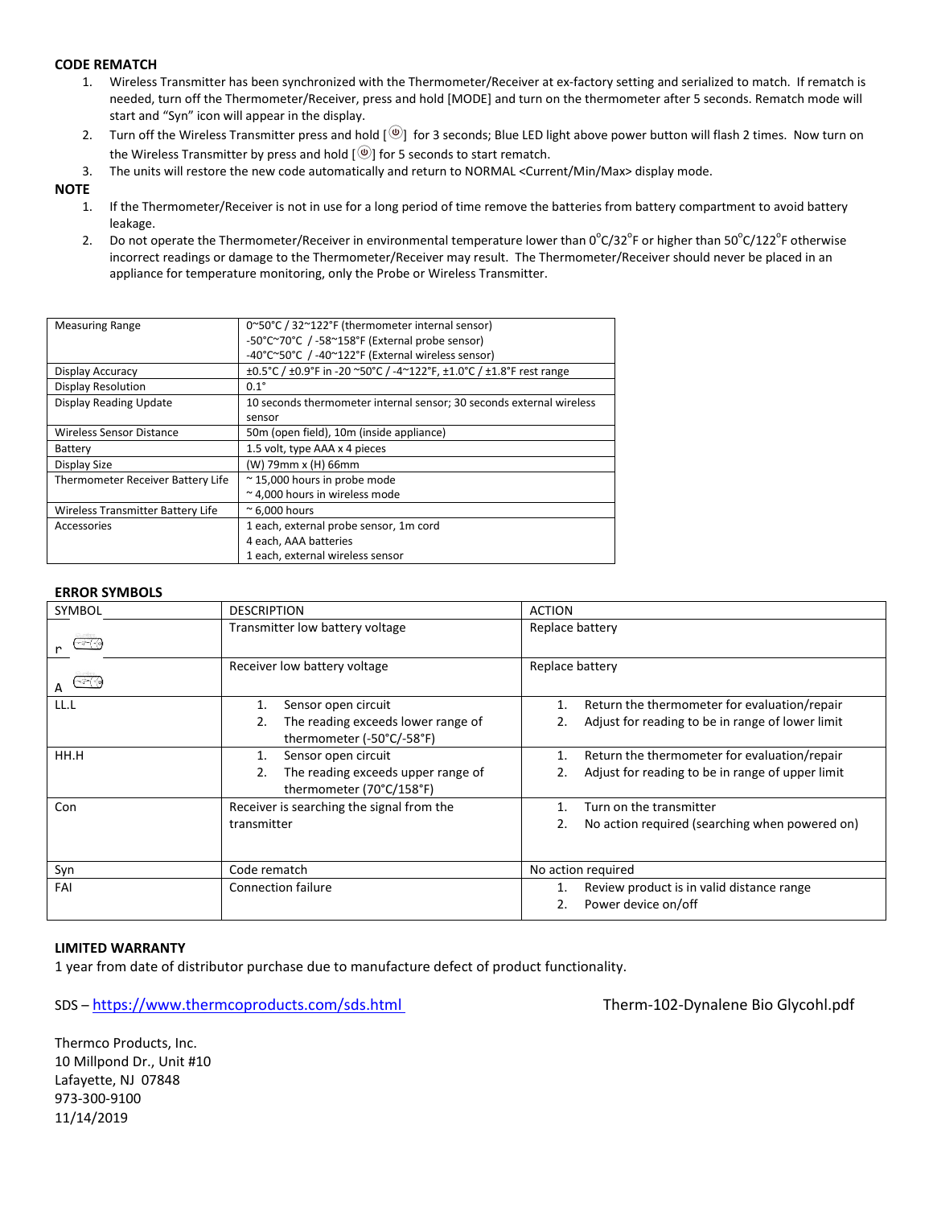**CODE REMATCH**

1. Wireless Transmitter has been synchronized with the Thermometer/Receiver at ex-factory setting and serialized to match. If rematch is needed, turn off the Thermometer/Receiver, press and hold [MODE] and turn on the thermometer after 5 seconds. Rematch mode will start and "Syn" icon will appear in the display.
2. Turn off the Wireless Transmitter press and hold [⏻] for 3 seconds; Blue LED light above power button will flash 2 times. Now turn on the Wireless Transmitter by press and hold [⏻] for 5 seconds to start rematch.
3. The units will restore the new code automatically and return to NORMAL <Current/Min/Max> display mode.

**NOTE**

1. If the Thermometer/Receiver is not in use for a long period of time remove the batteries from battery compartment to avoid battery leakage.
2. Do not operate the Thermometer/Receiver in environmental temperature lower than $0^{o}$C/$32^{o}$F or higher than $50^{o}$C/$122^{o}$F otherwise incorrect readings or damage to the Thermometer/Receiver may result. The Thermometer/Receiver should never be placed in an appliance for temperature monitoring, only the Probe or Wireless Transmitter.

| | |
|---|---|
| Measuring Range | 0~50°C / 32~122°F (thermometer internal sensor)<br>-50°C~70°C / -58~158°F (External probe sensor)<br>-40°C~50°C / -40~122°F (External wireless sensor) |
| Display Accuracy | ±0.5°C / ±0.9°F in -20 ~50°C / -4~122°F, ±1.0°C / ±1.8°F rest range |
| Display Resolution | 0.1° |
| Display Reading Update | 10 seconds thermometer internal sensor; 30 seconds external wireless sensor |
| Wireless Sensor Distance | 50m (open field), 10m (inside appliance) |
| Battery | 1.5 volt, type AAA x 4 pieces |
| Display Size | (W) 79mm x (H) 66mm |
| Thermometer Receiver Battery Life | ~ 15,000 hours in probe mode<br>~ 4,000 hours in wireless mode |
| Wireless Transmitter Battery Life | ~ 6,000 hours |
| Accessories | 1 each, external probe sensor, 1m cord<br>4 each, AAA batteries<br>1 each, external wireless sensor |

**ERROR SYMBOLS**

| SYMBOL | DESCRIPTION | ACTION |
|---|---|---|
| r (battery icon) | Transmitter low battery voltage | Replace battery |
| A (battery icon) | Receiver low battery voltage | Replace battery |
| LL.L | 1. Sensor open circuit<br>2. The reading exceeds lower range of thermometer (-50°C/-58°F) | 1. Return the thermometer for evaluation/repair<br>2. Adjust for reading to be in range of lower limit |
| HH.H | 1. Sensor open circuit<br>2. The reading exceeds upper range of thermometer (70°C/158°F) | 1. Return the thermometer for evaluation/repair<br>2. Adjust for reading to be in range of upper limit |
| Con | Receiver is searching the signal from the transmitter | 1. Turn on the transmitter<br>2. No action required (searching when powered on) |
| Syn | Code rematch | No action required |
| FAI | Connection failure | 1. Review product is in valid distance range<br>2. Power device on/off |

**LIMITED WARRANTY**

1 year from date of distributor purchase due to manufacture defect of product functionality.

SDS – https://www.thermcoproducts.com/sds.html Therm-102-Dynalene Bio Glycohl.pdf

Thermco Products, Inc.
10 Millpond Dr., Unit #10
Lafayette, NJ 07848
973-300-9100
11/14/2019